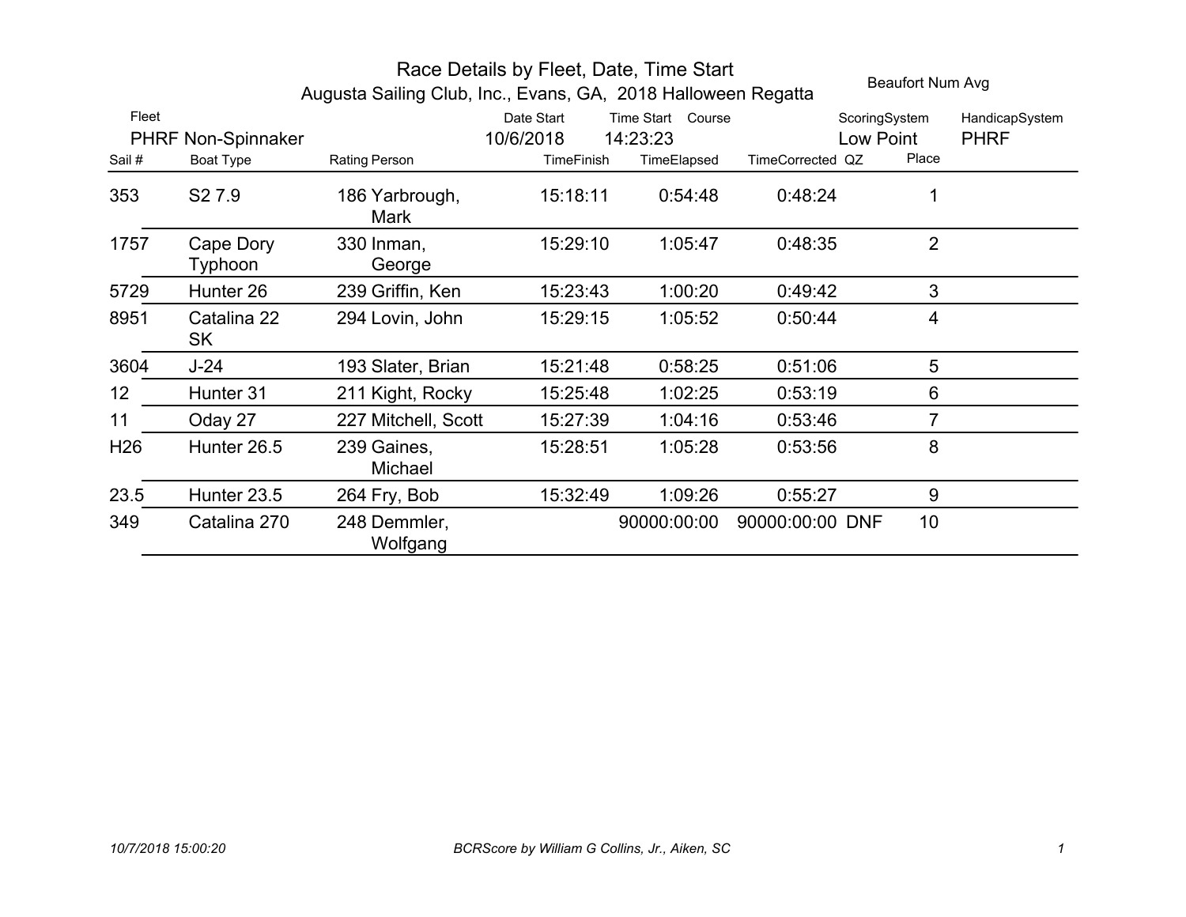# Race Details by Fleet, Date, Time Start

## Augusta Sailing Club, Inc., Evans, GA, 2018 Halloween Regatta

Beaufort Num Avg

| Fleet | Date Start | Time Start | Course | ScoringSystem | HandicapSystem |
|---|---|---|---|---|---|
| PHRF Non-Spinnaker | 10/6/2018 | 14:23:23 | | Low Point | PHRF |

| Sail # | Boat Type | Rating | Person | TimeFinish | TimeElapsed | TimeCorrected | QZ | Place |
|---|---|---|---|---|---|---|---|---|
| 353 | S2 7.9 | 186 | Yarbrough, Mark | 15:18:11 | 0:54:48 | 0:48:24 | | 1 |
| 1757 | Cape Dory Typhoon | 330 | Inman, George | 15:29:10 | 1:05:47 | 0:48:35 | | 2 |
| 5729 | Hunter 26 | 239 | Griffin, Ken | 15:23:43 | 1:00:20 | 0:49:42 | | 3 |
| 8951 | Catalina 22 SK | 294 | Lovin, John | 15:29:15 | 1:05:52 | 0:50:44 | | 4 |
| 3604 | J-24 | 193 | Slater, Brian | 15:21:48 | 0:58:25 | 0:51:06 | | 5 |
| 12 | Hunter 31 | 211 | Kight, Rocky | 15:25:48 | 1:02:25 | 0:53:19 | | 6 |
| 11 | Oday 27 | 227 | Mitchell, Scott | 15:27:39 | 1:04:16 | 0:53:46 | | 7 |
| H26 | Hunter 26.5 | 239 | Gaines, Michael | 15:28:51 | 1:05:28 | 0:53:56 | | 8 |
| 23.5 | Hunter 23.5 | 264 | Fry, Bob | 15:32:49 | 1:09:26 | 0:55:27 | | 9 |
| 349 | Catalina 270 | 248 | Demmler, Wolfgang | | 90000:00:00 | 90000:00:00 | DNF | 10 |

*10/7/2018 15:00:20* *BCRScore by William G Collins, Jr., Aiken, SC*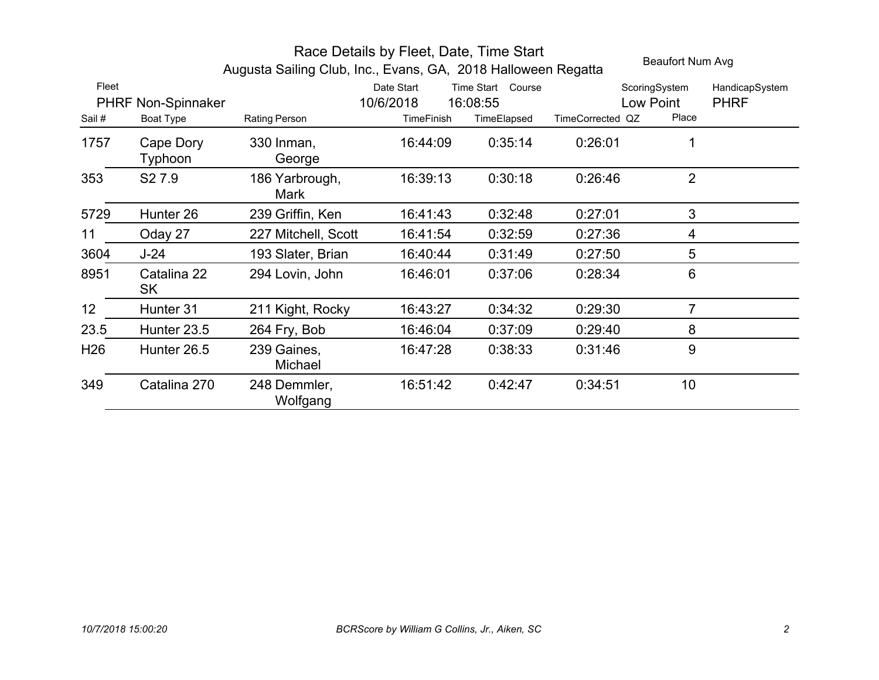# Race Details by Fleet, Date, Time Start

## Augusta Sailing Club, Inc., Evans, GA, 2018 Halloween Regatta

Beaufort Num Avg

| Fleet | Date Start | Time Start | Course | ScoringSystem | HandicapSystem |
|---|---|---|---|---|---|
| PHRF Non-Spinnaker | 10/6/2018 | 16:08:55 | | Low Point | PHRF |

| Sail # | Boat Type | Rating | Person | TimeFinish | TimeElapsed | TimeCorrected | QZ | Place |
|---|---|---|---|---|---|---|---|---|
| 1757 | Cape Dory Typhoon | 330 | Inman, George | 16:44:09 | 0:35:14 | 0:26:01 | | 1 |
| 353 | S2 7.9 | 186 | Yarbrough, Mark | 16:39:13 | 0:30:18 | 0:26:46 | | 2 |
| 5729 | Hunter 26 | 239 | Griffin, Ken | 16:41:43 | 0:32:48 | 0:27:01 | | 3 |
| 11 | Oday 27 | 227 | Mitchell, Scott | 16:41:54 | 0:32:59 | 0:27:36 | | 4 |
| 3604 | J-24 | 193 | Slater, Brian | 16:40:44 | 0:31:49 | 0:27:50 | | 5 |
| 8951 | Catalina 22 SK | 294 | Lovin, John | 16:46:01 | 0:37:06 | 0:28:34 | | 6 |
| 12 | Hunter 31 | 211 | Kight, Rocky | 16:43:27 | 0:34:32 | 0:29:30 | | 7 |
| 23.5 | Hunter 23.5 | 264 | Fry, Bob | 16:46:04 | 0:37:09 | 0:29:40 | | 8 |
| H26 | Hunter 26.5 | 239 | Gaines, Michael | 16:47:28 | 0:38:33 | 0:31:46 | | 9 |
| 349 | Catalina 270 | 248 | Demmler, Wolfgang | 16:51:42 | 0:42:47 | 0:34:51 | | 10 |

*10/7/2018 15:00:20* *BCRScore by William G Collins, Jr., Aiken, SC*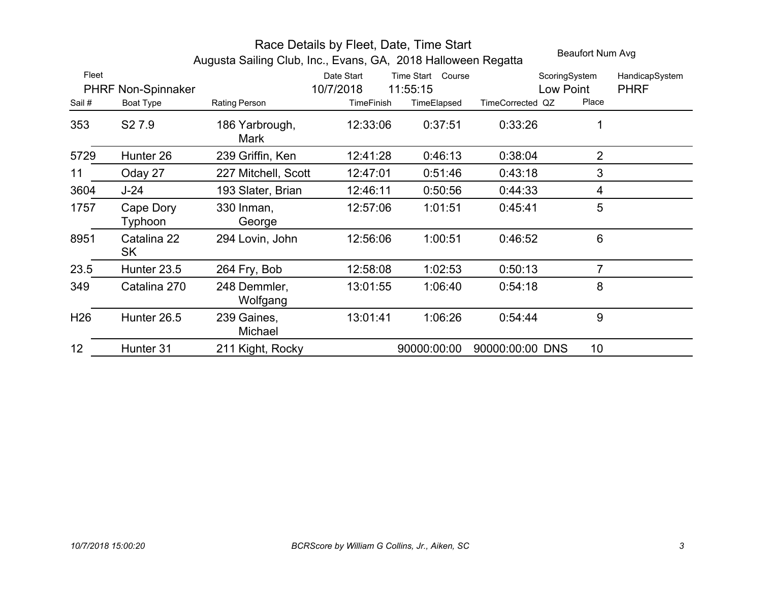# Race Details by Fleet, Date, Time Start

## Augusta Sailing Club, Inc., Evans, GA, 2018 Halloween Regatta

Beaufort Num Avg

| Fleet | Date Start | Time Start | Course | ScoringSystem | HandicapSystem |
|---|---|---|---|---|---|
| PHRF Non-Spinnaker | 10/7/2018 | 11:55:15 | | Low Point | PHRF |

| Sail # | Boat Type | Rating | Person | TimeFinish | TimeElapsed | TimeCorrected | QZ | Place |
|---|---|---|---|---|---|---|---|---|
| 353 | S2 7.9 | 186 | Yarbrough, Mark | 12:33:06 | 0:37:51 | 0:33:26 | | 1 |
| 5729 | Hunter 26 | 239 | Griffin, Ken | 12:41:28 | 0:46:13 | 0:38:04 | | 2 |
| 11 | Oday 27 | 227 | Mitchell, Scott | 12:47:01 | 0:51:46 | 0:43:18 | | 3 |
| 3604 | J-24 | 193 | Slater, Brian | 12:46:11 | 0:50:56 | 0:44:33 | | 4 |
| 1757 | Cape Dory Typhoon | 330 | Inman, George | 12:57:06 | 1:01:51 | 0:45:41 | | 5 |
| 8951 | Catalina 22 SK | 294 | Lovin, John | 12:56:06 | 1:00:51 | 0:46:52 | | 6 |
| 23.5 | Hunter 23.5 | 264 | Fry, Bob | 12:58:08 | 1:02:53 | 0:50:13 | | 7 |
| 349 | Catalina 270 | 248 | Demmler, Wolfgang | 13:01:55 | 1:06:40 | 0:54:18 | | 8 |
| H26 | Hunter 26.5 | 239 | Gaines, Michael | 13:01:41 | 1:06:26 | 0:54:44 | | 9 |
| 12 | Hunter 31 | 211 | Kight, Rocky | | 90000:00:00 | 90000:00:00 | DNS | 10 |

*10/7/2018 15:00:20* *BCRScore by William G Collins, Jr., Aiken, SC*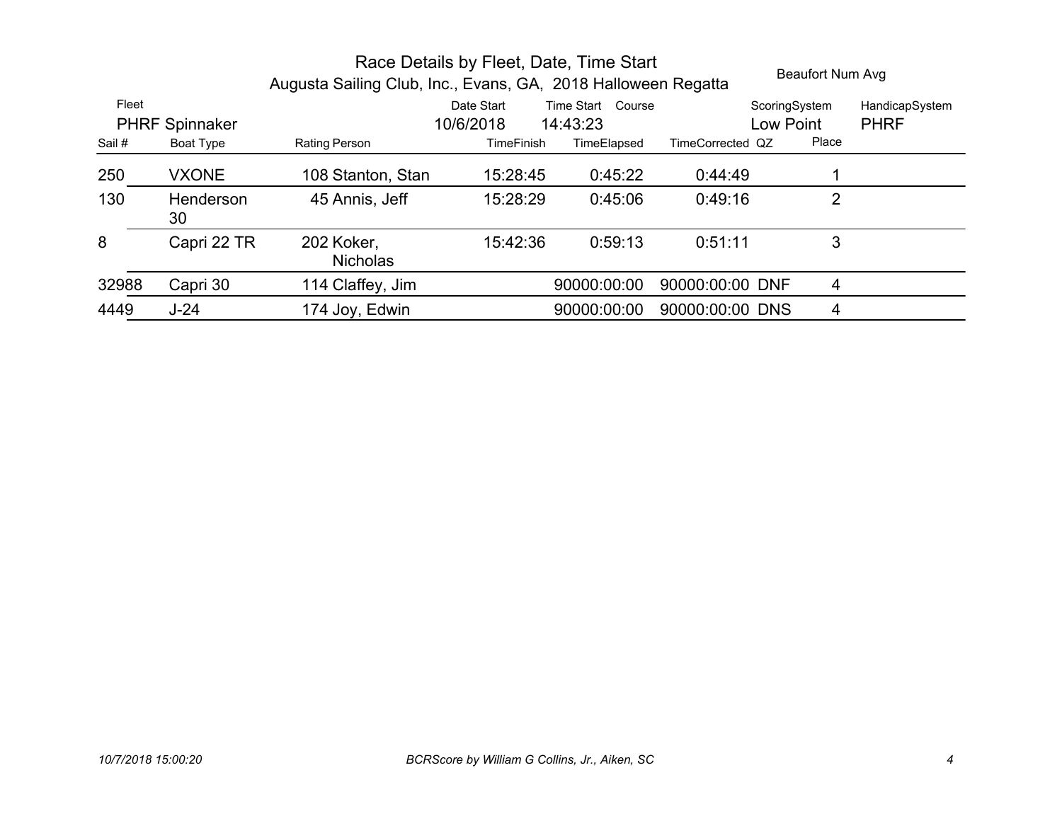# Race Details by Fleet, Date, Time Start

## Augusta Sailing Club, Inc., Evans, GA, 2018 Halloween Regatta

Beaufort Num Avg

| Fleet | Date Start | Time Start | Course | ScoringSystem | HandicapSystem |
|---|---|---|---|---|---|
| PHRF Spinnaker | 10/6/2018 | 14:43:23 | | Low Point | PHRF |

| Sail # | Boat Type | Rating | Person | TimeFinish | TimeElapsed | TimeCorrected | QZ | Place |
|---|---|---|---|---|---|---|---|---|
| 250 | VXONE | 108 | Stanton, Stan | 15:28:45 | 0:45:22 | 0:44:49 | | 1 |
| 130 | Henderson 30 | 45 | Annis, Jeff | 15:28:29 | 0:45:06 | 0:49:16 | | 2 |
| 8 | Capri 22 TR | 202 | Koker, Nicholas | 15:42:36 | 0:59:13 | 0:51:11 | | 3 |
| 32988 | Capri 30 | 114 | Claffey, Jim | | 90000:00:00 | 90000:00:00 | DNF | 4 |
| 4449 | J-24 | 174 | Joy, Edwin | | 90000:00:00 | 90000:00:00 | DNS | 4 |

*10/7/2018 15:00:20* *BCRScore by William G Collins, Jr., Aiken, SC*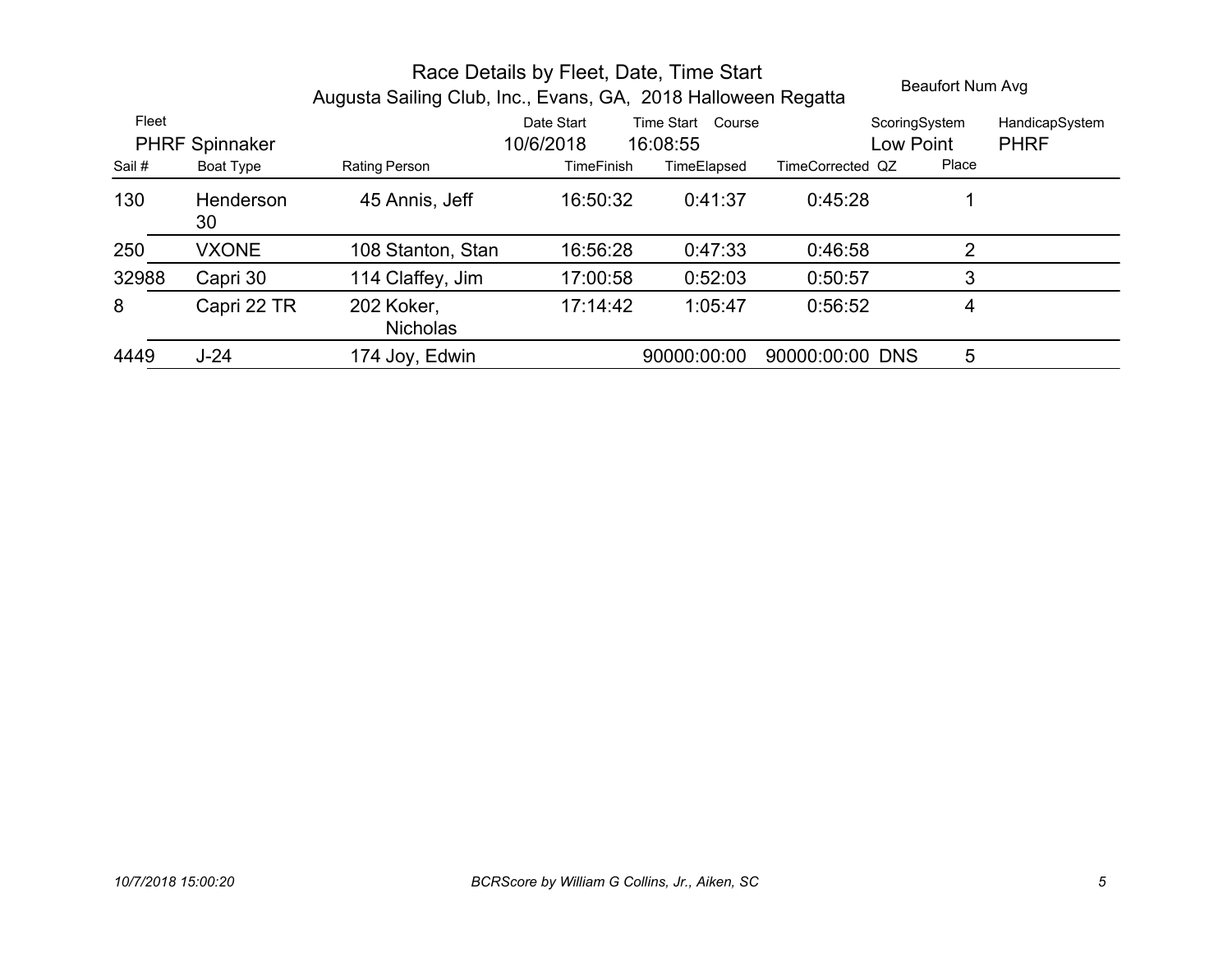# Race Details by Fleet, Date, Time Start

## Augusta Sailing Club, Inc., Evans, GA, 2018 Halloween Regatta

Beaufort Num Avg

| Fleet | Date Start | Time Start | Course | ScoringSystem | HandicapSystem |
|---|---|---|---|---|---|
| PHRF Spinnaker | 10/6/2018 | 16:08:55 | | Low Point | PHRF |

| Sail # | Boat Type | Rating | Person | TimeFinish | TimeElapsed | TimeCorrected | QZ | Place |
|---|---|---|---|---|---|---|---|---|
| 130 | Henderson 30 | 45 | Annis, Jeff | 16:50:32 | 0:41:37 | 0:45:28 | | 1 |
| 250 | VXONE | 108 | Stanton, Stan | 16:56:28 | 0:47:33 | 0:46:58 | | 2 |
| 32988 | Capri 30 | 114 | Claffey, Jim | 17:00:58 | 0:52:03 | 0:50:57 | | 3 |
| 8 | Capri 22 TR | 202 | Koker, Nicholas | 17:14:42 | 1:05:47 | 0:56:52 | | 4 |
| 4449 | J-24 | 174 | Joy, Edwin | | 90000:00:00 | 90000:00:00 | DNS | 5 |

*10/7/2018 15:00:20* *BCRScore by William G Collins, Jr., Aiken, SC*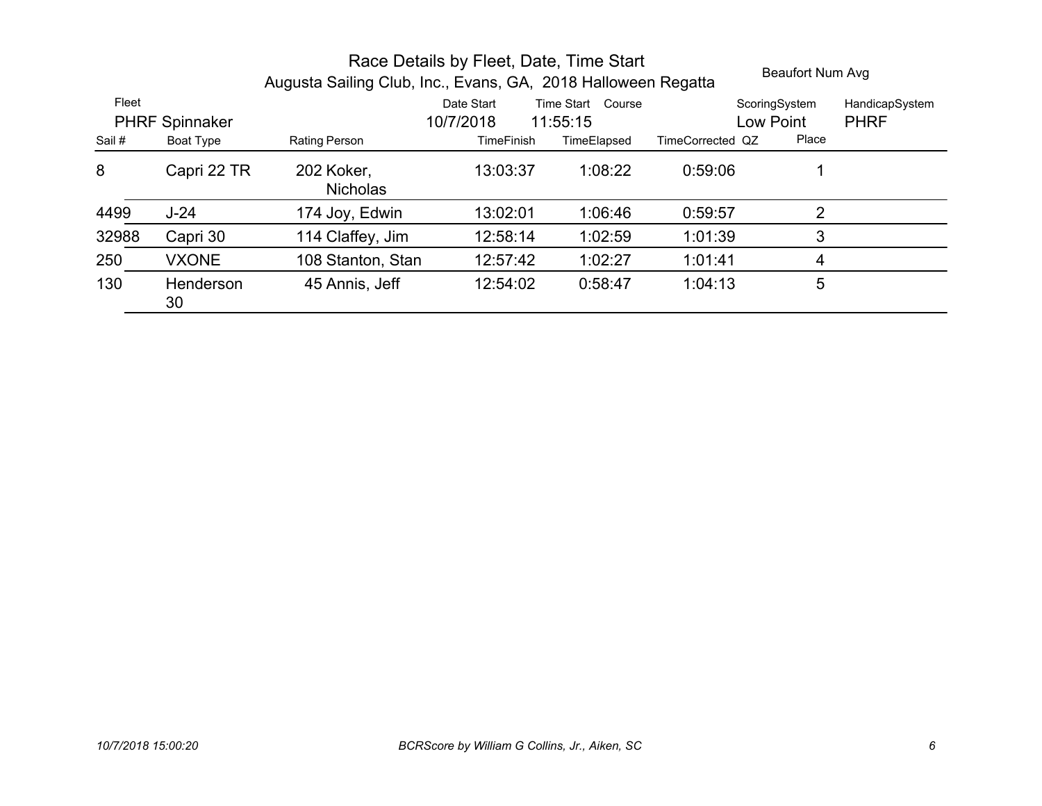# Race Details by Fleet, Date, Time Start

## Augusta Sailing Club, Inc., Evans, GA, 2018 Halloween Regatta

Beaufort Num Avg

| Fleet | Date Start | Time Start | Course | ScoringSystem | HandicapSystem |
|---|---|---|---|---|---|
| PHRF Spinnaker | 10/7/2018 | 11:55:15 | | Low Point | PHRF |

| Sail # | Boat Type | Rating | Person | TimeFinish | TimeElapsed | TimeCorrected | QZ | Place |
|---|---|---|---|---|---|---|---|---|
| 8 | Capri 22 TR | 202 | Koker, Nicholas | 13:03:37 | 1:08:22 | 0:59:06 | | 1 |
| 4499 | J-24 | 174 | Joy, Edwin | 13:02:01 | 1:06:46 | 0:59:57 | | 2 |
| 32988 | Capri 30 | 114 | Claffey, Jim | 12:58:14 | 1:02:59 | 1:01:39 | | 3 |
| 250 | VXONE | 108 | Stanton, Stan | 12:57:42 | 1:02:27 | 1:01:41 | | 4 |
| 130 | Henderson 30 | 45 | Annis, Jeff | 12:54:02 | 0:58:47 | 1:04:13 | | 5 |

*10/7/2018 15:00:20*

*BCRScore by William G Collins, Jr., Aiken, SC*